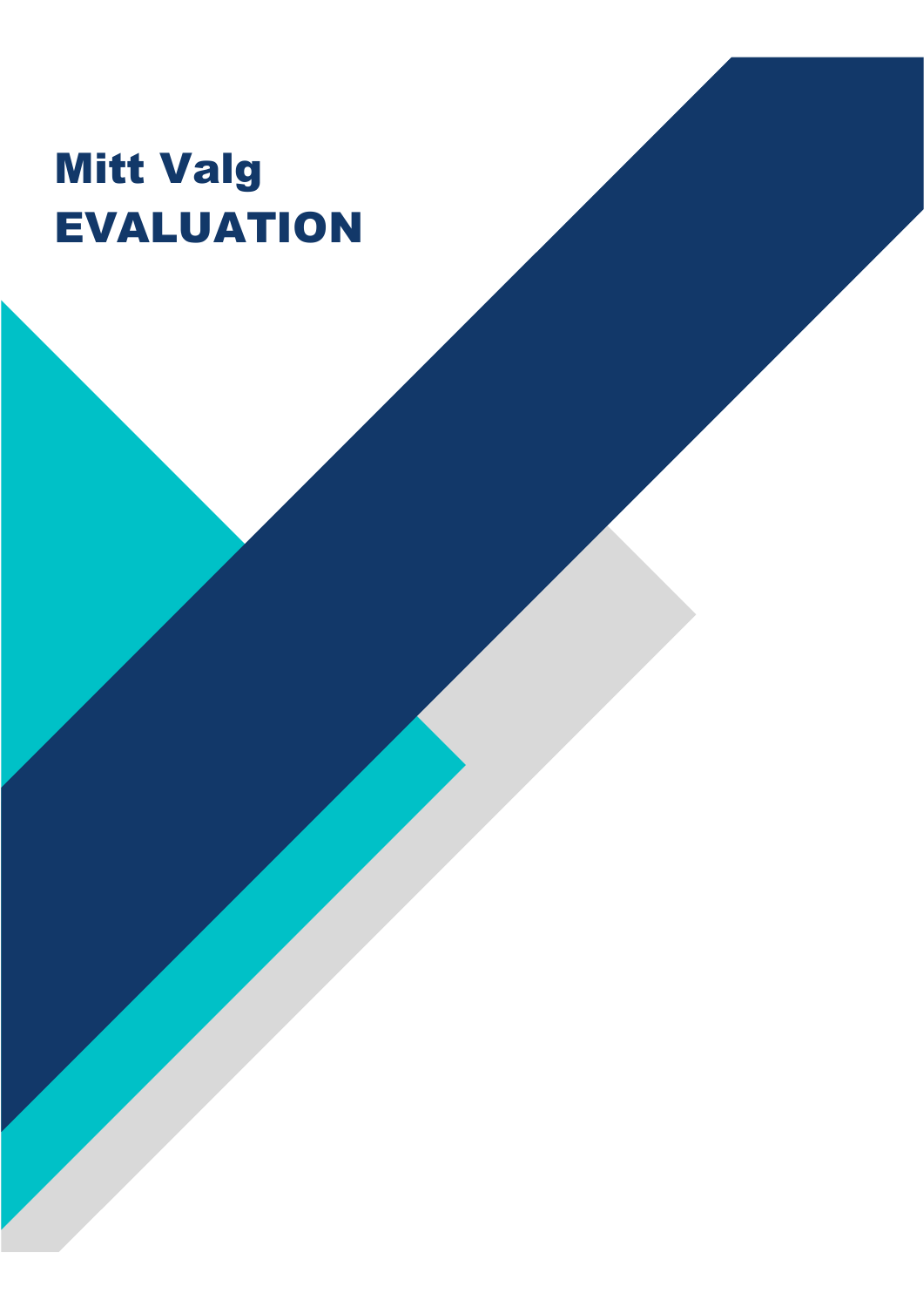# Mitt Valg
# EVALUATION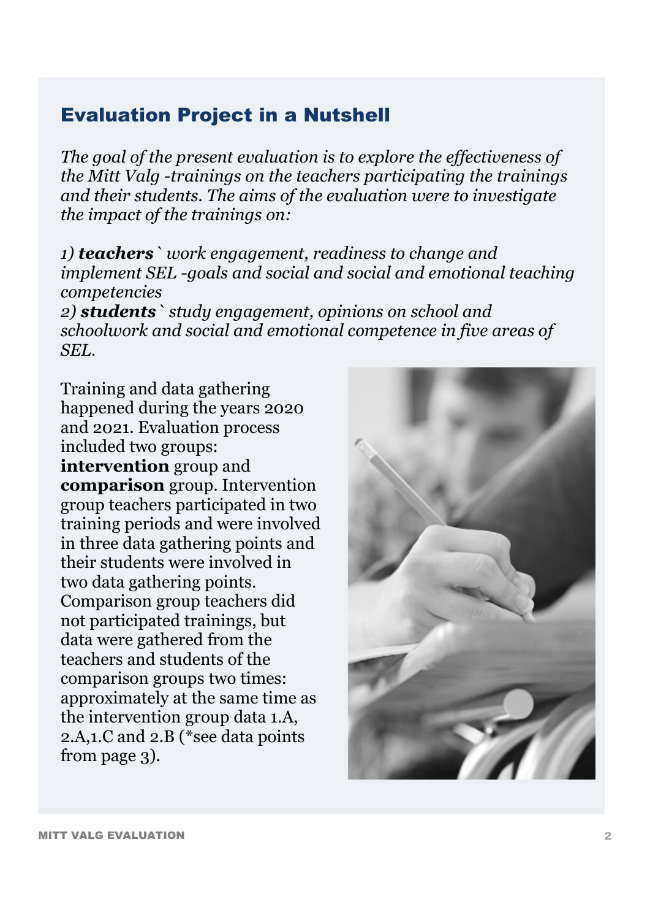## Evaluation Project in a Nutshell

*The goal of the present evaluation is to explore the effectiveness of the Mitt Valg -trainings on the teachers participating the trainings and their students. The aims of the evaluation were to investigate the impact of the trainings on:*

*1)* ***teachers`*** *work engagement, readiness to change and implement SEL -goals and social and social and emotional teaching competencies*
*2)* ***students`*** *study engagement, opinions on school and schoolwork and social and emotional competence in five areas of SEL.*

Training and data gathering happened during the years 2020 and 2021. Evaluation process included two groups: **intervention** group and **comparison** group. Intervention group teachers participated in two training periods and were involved in three data gathering points and their students were involved in two data gathering points. Comparison group teachers did not participated trainings, but data were gathered from the teachers and students of the comparison groups two times: approximately at the same time as the intervention group data 1.A, 2.A,1.C and 2.B (*see data points from page 3).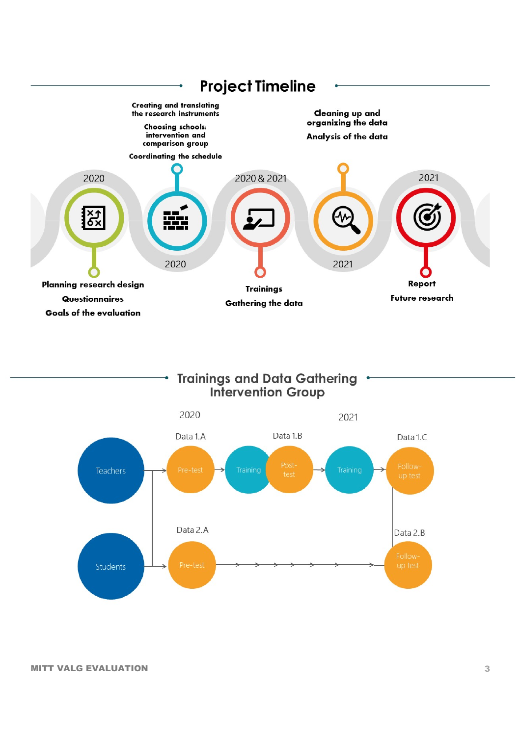# Project Timeline

**2020**

- **Planning research design**
- **Questionnaires**
- **Goals of the evaluation**

**2020**

- **Creating and translating the research instruments**
- **Choosing schools: intervention and comparison group**
- **Coordinating the schedule**

**2020 & 2021**

- **Trainings**
- **Gathering the data**

**2021**

- **Cleaning up and organizing the data**
- **Analysis of the data**

**2021**

- **Report**
- **Future research**

# Trainings and Data Gathering Intervention Group

**2020** — **2021**

**Teachers:** Pre-test (Data 1.A) → Training → Post-test (Data 1.B) → Training → Follow-up test (Data 1.C)

**Students:** Pre-test (Data 2.A) → Follow-up test (Data 2.B)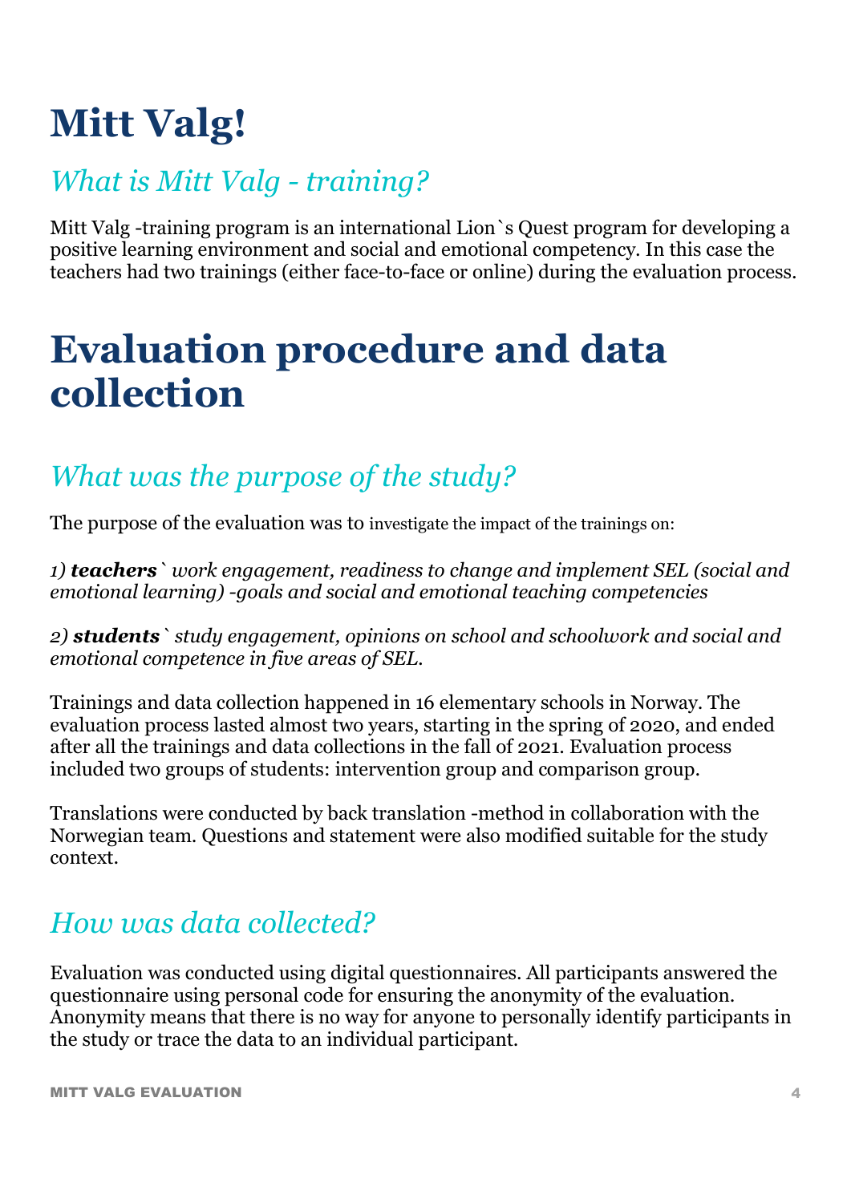# Mitt Valg!

## *What is Mitt Valg - training?*

Mitt Valg -training program is an international Lion`s Quest program for developing a positive learning environment and social and emotional competency. In this case the teachers had two trainings (either face-to-face or online) during the evaluation process.

# Evaluation procedure and data collection

## *What was the purpose of the study?*

The purpose of the evaluation was to investigate the impact of the trainings on:

*1) **teachers**` work engagement, readiness to change and implement SEL (social and emotional learning) -goals and social and emotional teaching competencies*

*2) **students**` study engagement, opinions on school and schoolwork and social and emotional competence in five areas of SEL.*

Trainings and data collection happened in 16 elementary schools in Norway. The evaluation process lasted almost two years, starting in the spring of 2020, and ended after all the trainings and data collections in the fall of 2021. Evaluation process included two groups of students: intervention group and comparison group.

Translations were conducted by back translation -method in collaboration with the Norwegian team. Questions and statement were also modified suitable for the study context.

## *How was data collected?*

Evaluation was conducted using digital questionnaires. All participants answered the questionnaire using personal code for ensuring the anonymity of the evaluation. Anonymity means that there is no way for anyone to personally identify participants in the study or trace the data to an individual participant.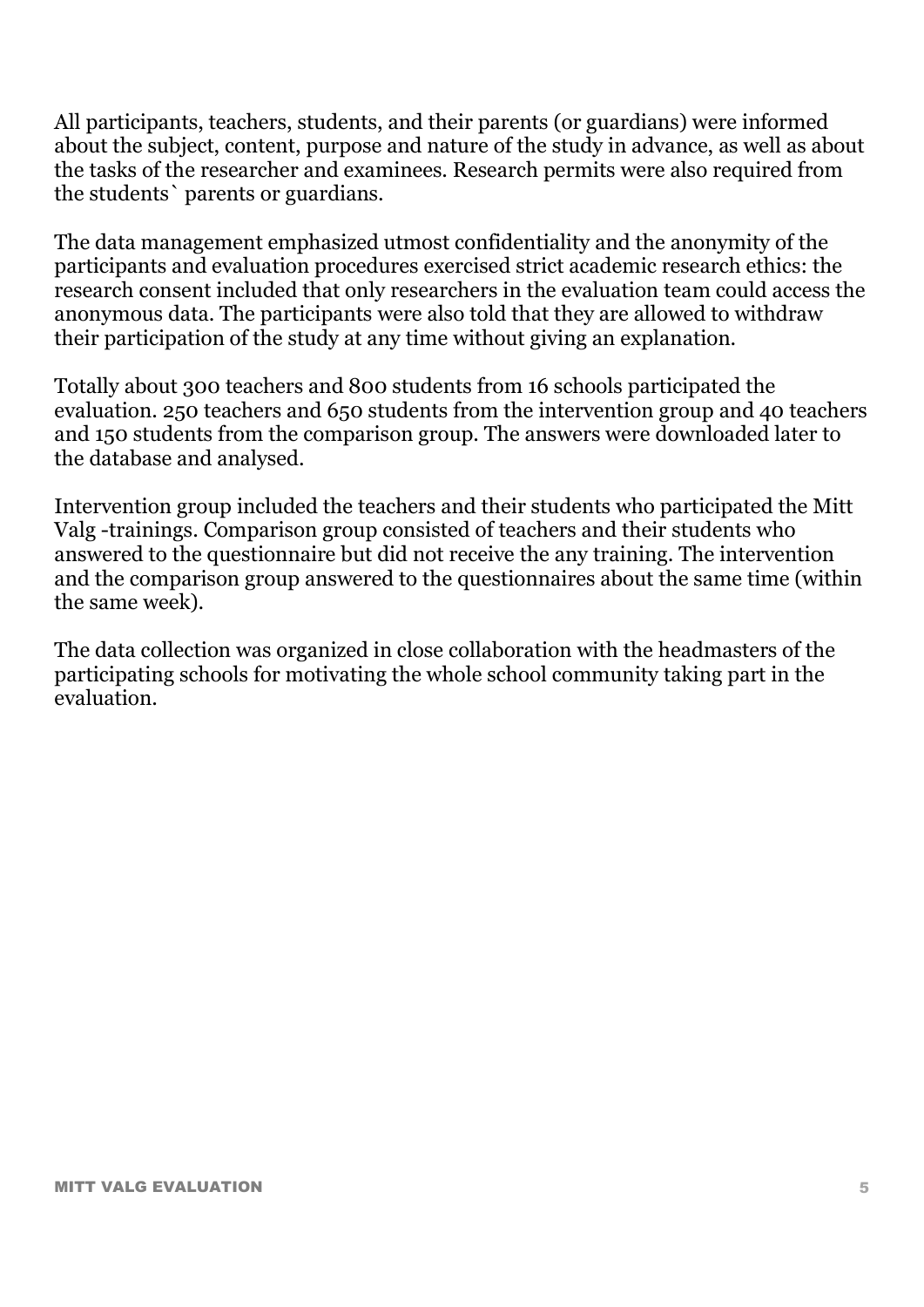All participants, teachers, students, and their parents (or guardians) were informed about the subject, content, purpose and nature of the study in advance, as well as about the tasks of the researcher and examinees. Research permits were also required from the students` parents or guardians.

The data management emphasized utmost confidentiality and the anonymity of the participants and evaluation procedures exercised strict academic research ethics: the research consent included that only researchers in the evaluation team could access the anonymous data. The participants were also told that they are allowed to withdraw their participation of the study at any time without giving an explanation.

Totally about 300 teachers and 800 students from 16 schools participated the evaluation. 250 teachers and 650 students from the intervention group and 40 teachers and 150 students from the comparison group. The answers were downloaded later to the database and analysed.

Intervention group included the teachers and their students who participated the Mitt Valg -trainings. Comparison group consisted of teachers and their students who answered to the questionnaire but did not receive the any training. The intervention and the comparison group answered to the questionnaires about the same time (within the same week).

The data collection was organized in close collaboration with the headmasters of the participating schools for motivating the whole school community taking part in the evaluation.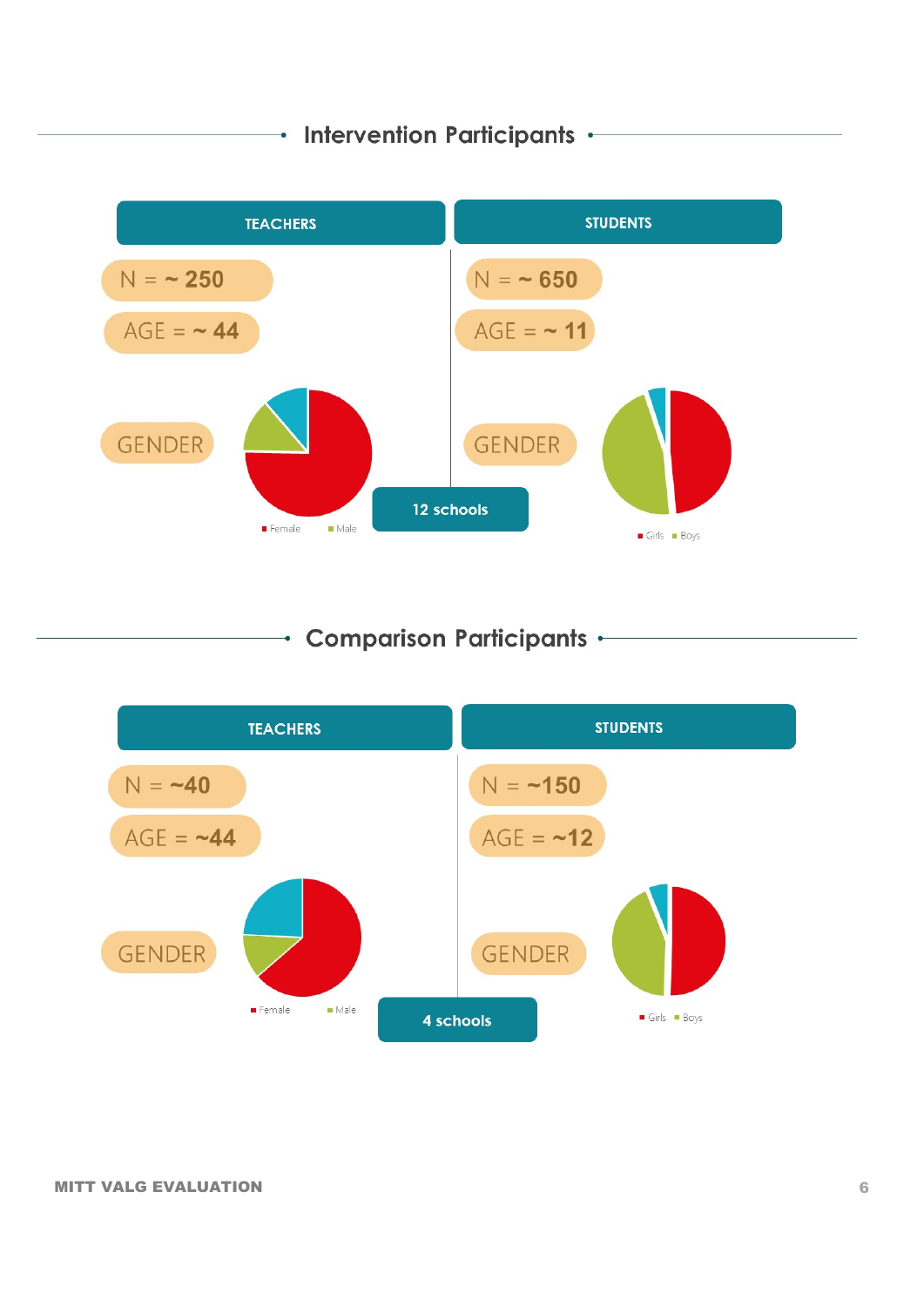## Intervention Participants

**TEACHERS**

N = ~ **250**

AGE = ~ **44**

GENDER

■ Female ■ Male

**STUDENTS**

N = ~ **650**

AGE = ~ **11**

GENDER

■ Girls ■ Boys

**12 schools**

## Comparison Participants

**TEACHERS**

N = **~40**

AGE = **~44**

GENDER

■ Female ■ Male

**STUDENTS**

N = **~150**

AGE = **~12**

GENDER

■ Girls ■ Boys

**4 schools**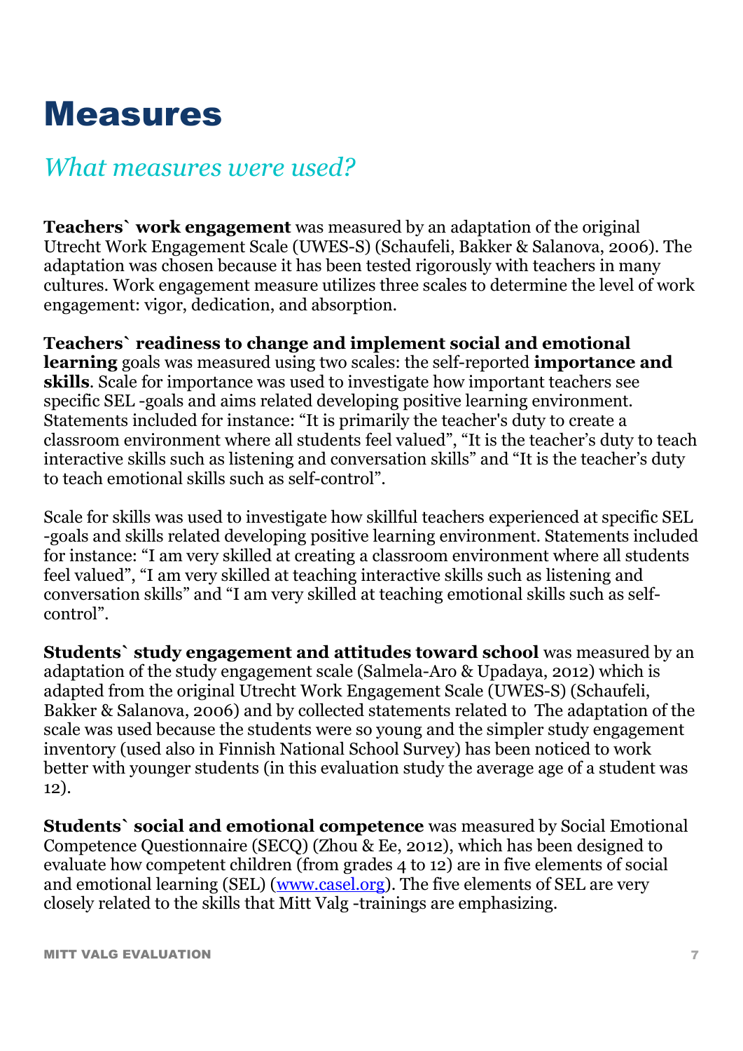# Measures

## *What measures were used?*

**Teachers` work engagement** was measured by an adaptation of the original Utrecht Work Engagement Scale (UWES-S) (Schaufeli, Bakker & Salanova, 2006). The adaptation was chosen because it has been tested rigorously with teachers in many cultures. Work engagement measure utilizes three scales to determine the level of work engagement: vigor, dedication, and absorption.

**Teachers` readiness to change and implement social and emotional learning** goals was measured using two scales: the self-reported **importance and skills**. Scale for importance was used to investigate how important teachers see specific SEL -goals and aims related developing positive learning environment. Statements included for instance: "It is primarily the teacher's duty to create a classroom environment where all students feel valued", "It is the teacher's duty to teach interactive skills such as listening and conversation skills" and "It is the teacher's duty to teach emotional skills such as self-control".

Scale for skills was used to investigate how skillful teachers experienced at specific SEL -goals and skills related developing positive learning environment. Statements included for instance: "I am very skilled at creating a classroom environment where all students feel valued", "I am very skilled at teaching interactive skills such as listening and conversation skills" and "I am very skilled at teaching emotional skills such as self-control".

**Students` study engagement and attitudes toward school** was measured by an adaptation of the study engagement scale (Salmela-Aro & Upadaya, 2012) which is adapted from the original Utrecht Work Engagement Scale (UWES-S) (Schaufeli, Bakker & Salanova, 2006) and by collected statements related to  The adaptation of the scale was used because the students were so young and the simpler study engagement inventory (used also in Finnish National School Survey) has been noticed to work better with younger students (in this evaluation study the average age of a student was 12).

**Students` social and emotional competence** was measured by Social Emotional Competence Questionnaire (SECQ) (Zhou & Ee, 2012), which has been designed to evaluate how competent children (from grades 4 to 12) are in five elements of social and emotional learning (SEL) (www.casel.org). The five elements of SEL are very closely related to the skills that Mitt Valg -trainings are emphasizing.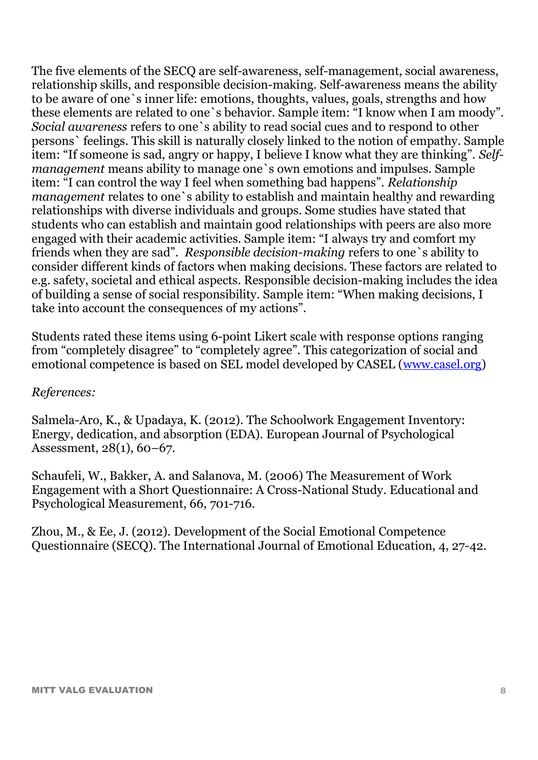The five elements of the SECQ are self-awareness, self-management, social awareness, relationship skills, and responsible decision-making. Self-awareness means the ability to be aware of one`s inner life: emotions, thoughts, values, goals, strengths and how these elements are related to one`s behavior. Sample item: “I know when I am moody”. *Social awareness* refers to one`s ability to read social cues and to respond to other persons` feelings. This skill is naturally closely linked to the notion of empathy. Sample item: “If someone is sad, angry or happy, I believe I know what they are thinking”. *Self-management* means ability to manage one`s own emotions and impulses. Sample item: “I can control the way I feel when something bad happens”. *Relationship management* relates to one`s ability to establish and maintain healthy and rewarding relationships with diverse individuals and groups. Some studies have stated that students who can establish and maintain good relationships with peers are also more engaged with their academic activities. Sample item: “I always try and comfort my friends when they are sad”. *Responsible decision-making* refers to one`s ability to consider different kinds of factors when making decisions. These factors are related to e.g. safety, societal and ethical aspects. Responsible decision-making includes the idea of building a sense of social responsibility. Sample item: “When making decisions, I take into account the consequences of my actions”.

Students rated these items using 6-point Likert scale with response options ranging from “completely disagree” to “completely agree”. This categorization of social and emotional competence is based on SEL model developed by CASEL ([www.casel.org](http://www.casel.org))

*References:*

Salmela-Aro, K., & Upadaya, K. (2012). The Schoolwork Engagement Inventory: Energy, dedication, and absorption (EDA). European Journal of Psychological Assessment, 28(1), 60–67.

Schaufeli, W., Bakker, A. and Salanova, M. (2006) The Measurement of Work Engagement with a Short Questionnaire: A Cross-National Study. Educational and Psychological Measurement, 66, 701-716.

Zhou, M., & Ee, J. (2012). Development of the Social Emotional Competence Questionnaire (SECQ). The International Journal of Emotional Education, 4, 27-42.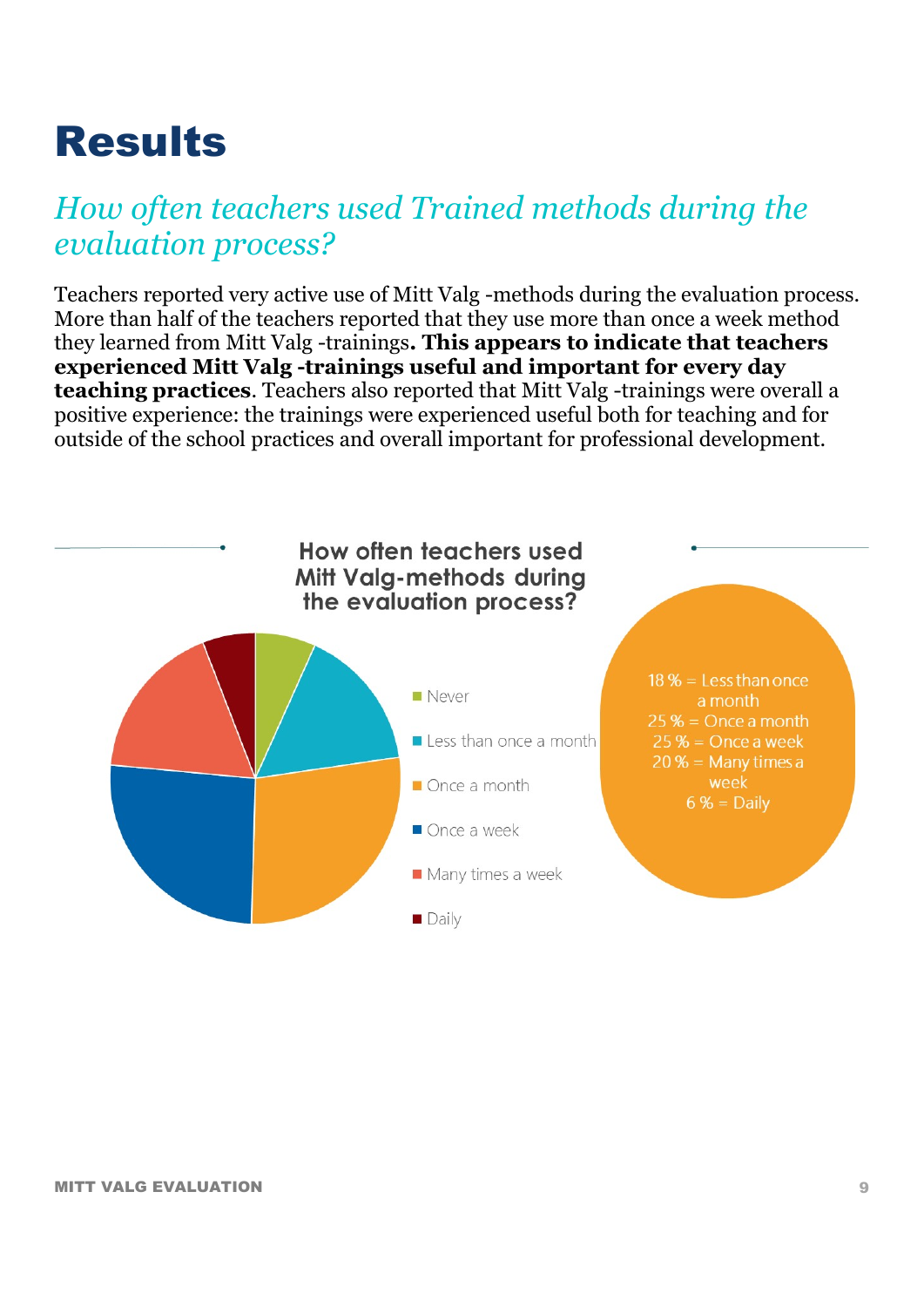# Results

## *How often teachers used Trained methods during the evaluation process?*

Teachers reported very active use of Mitt Valg -methods during the evaluation process. More than half of the teachers reported that they use more than once a week method they learned from Mitt Valg -trainings**. This appears to indicate that teachers experienced Mitt Valg -trainings useful and important for every day teaching practices**. Teachers also reported that Mitt Valg -trainings were overall a positive experience: the trainings were experienced useful both for teaching and for outside of the school practices and overall important for professional development.

**How often teachers used Mitt Valg-methods during the evaluation process?**

- Never
- Less than once a month
- Once a month
- Once a week
- Many times a week
- Daily

18 % = Less than once a month
25 % = Once a month
25 % = Once a week
20 % = Many times a week
6 % = Daily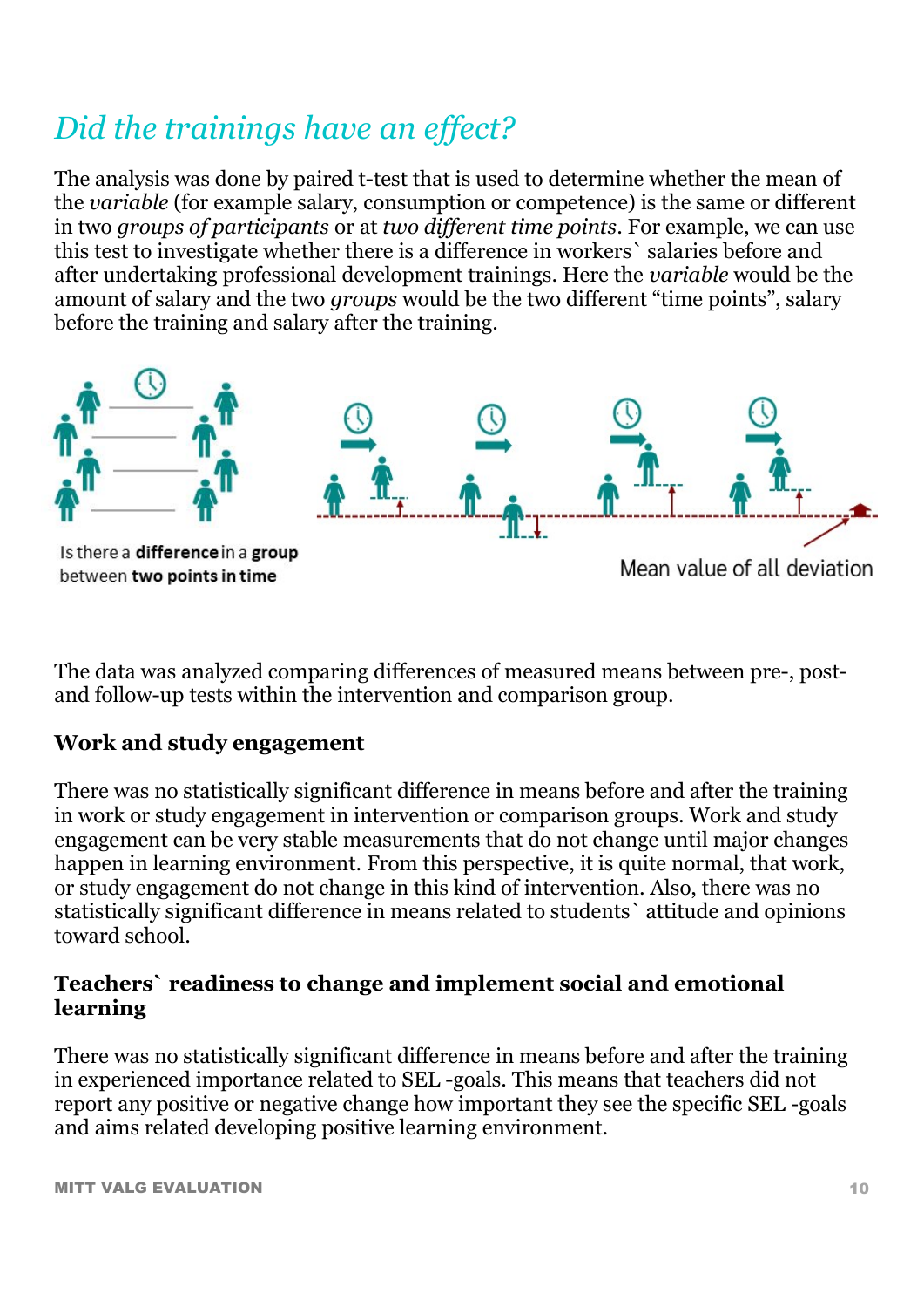## *Did the trainings have an effect?*

The analysis was done by paired t-test that is used to determine whether the mean of the *variable* (for example salary, consumption or competence) is the same or different in two *groups of participants* or at *two different time points*. For example, we can use this test to investigate whether there is a difference in workers` salaries before and after undertaking professional development trainings. Here the *variable* would be the amount of salary and the two *groups* would be the two different "time points", salary before the training and salary after the training.

Is there a **difference** in a **group** between **two points in time**

Mean value of all deviation

The data was analyzed comparing differences of measured means between pre-, post- and follow-up tests within the intervention and comparison group.

### Work and study engagement

There was no statistically significant difference in means before and after the training in work or study engagement in intervention or comparison groups. Work and study engagement can be very stable measurements that do not change until major changes happen in learning environment. From this perspective, it is quite normal, that work, or study engagement do not change in this kind of intervention. Also, there was no statistically significant difference in means related to students` attitude and opinions toward school.

### Teachers` readiness to change and implement social and emotional learning

There was no statistically significant difference in means before and after the training in experienced importance related to SEL -goals. This means that teachers did not report any positive or negative change how important they see the specific SEL -goals and aims related developing positive learning environment.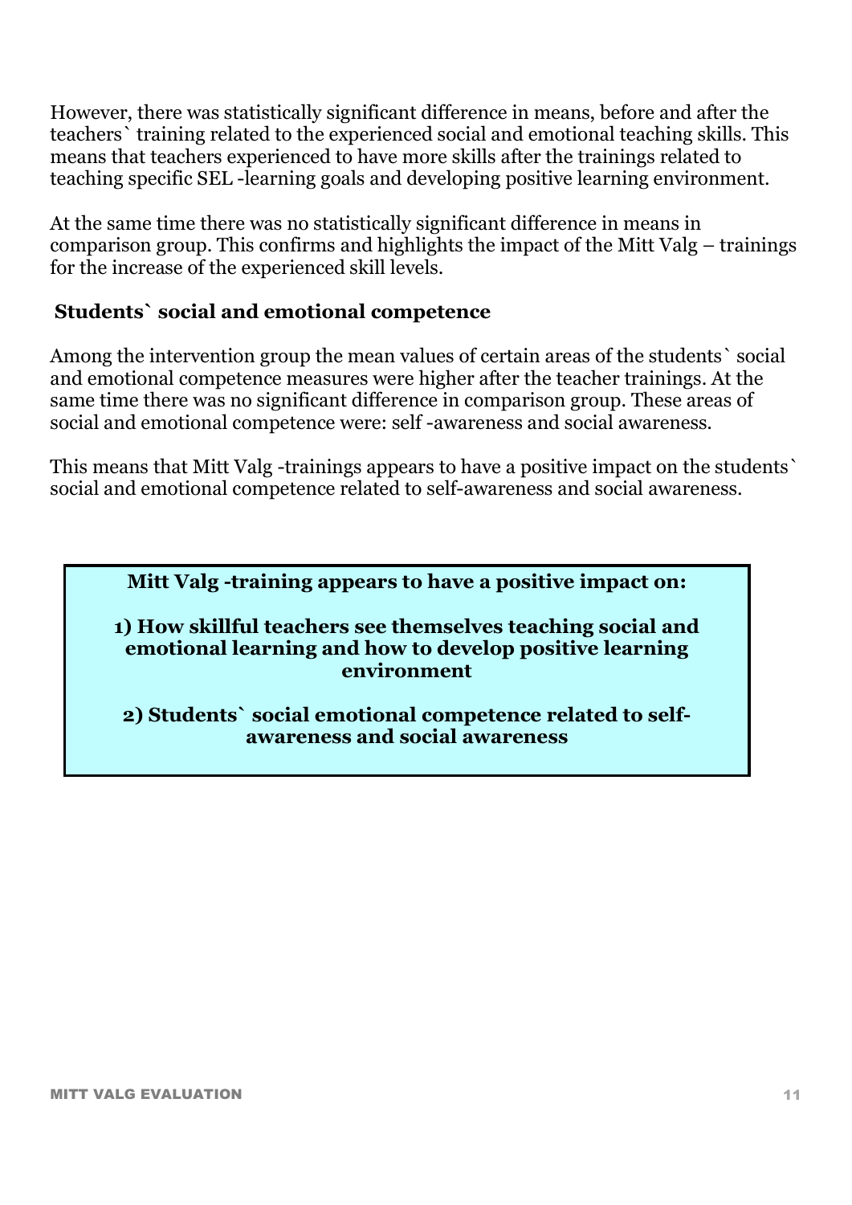However, there was statistically significant difference in means, before and after the teachers` training related to the experienced social and emotional teaching skills. This means that teachers experienced to have more skills after the trainings related to teaching specific SEL -learning goals and developing positive learning environment.

At the same time there was no statistically significant difference in means in comparison group. This confirms and highlights the impact of the Mitt Valg – trainings for the increase of the experienced skill levels.

### Students` social and emotional competence

Among the intervention group the mean values of certain areas of the students` social and emotional competence measures were higher after the teacher trainings. At the same time there was no significant difference in comparison group. These areas of social and emotional competence were: self -awareness and social awareness.

This means that Mitt Valg -trainings appears to have a positive impact on the students` social and emotional competence related to self-awareness and social awareness.

**Mitt Valg -training appears to have a positive impact on:**

**1) How skillful teachers see themselves teaching social and emotional learning and how to develop positive learning environment**

**2) Students` social emotional competence related to self-awareness and social awareness**